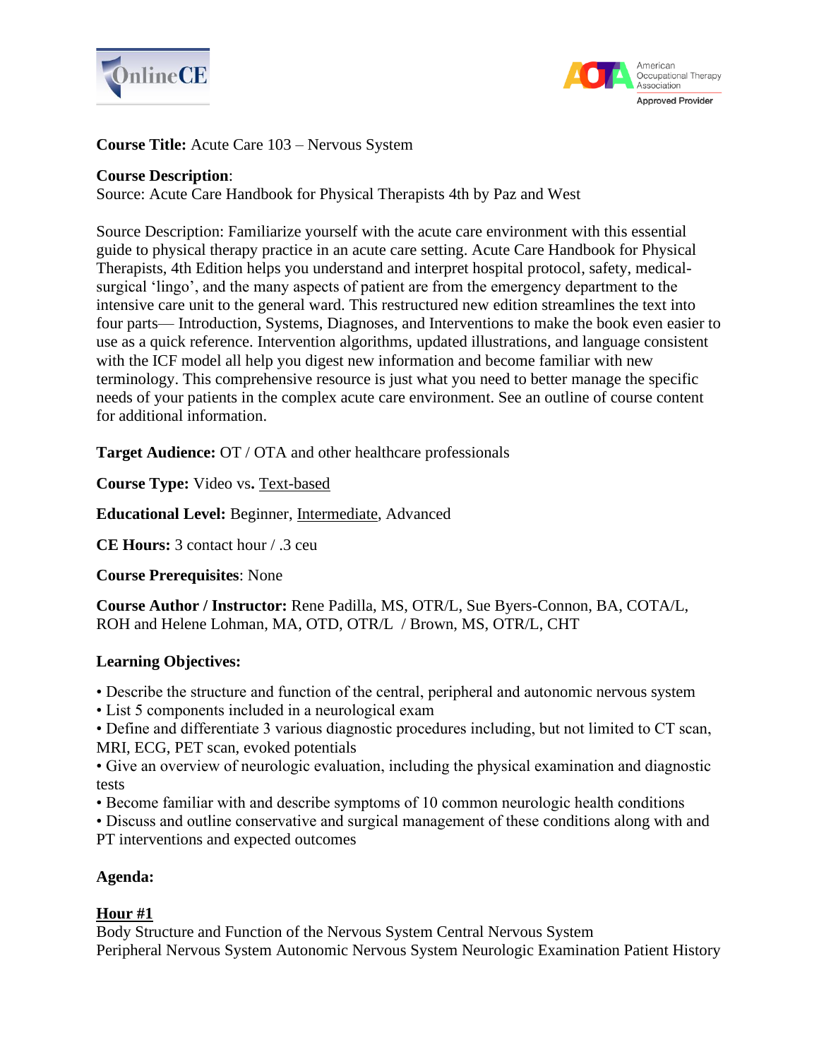**Course Title:** Acute Care 103 – Nervous System

**Course Description**:
Source: Acute Care Handbook for Physical Therapists 4th by Paz and West

Source Description: Familiarize yourself with the acute care environment with this essential guide to physical therapy practice in an acute care setting. Acute Care Handbook for Physical Therapists, 4th Edition helps you understand and interpret hospital protocol, safety, medical-surgical 'lingo', and the many aspects of patient are from the emergency department to the intensive care unit to the general ward. This restructured new edition streamlines the text into four parts— Introduction, Systems, Diagnoses, and Interventions to make the book even easier to use as a quick reference. Intervention algorithms, updated illustrations, and language consistent with the ICF model all help you digest new information and become familiar with new terminology. This comprehensive resource is just what you need to better manage the specific needs of your patients in the complex acute care environment. See an outline of course content for additional information.

**Target Audience:** OT / OTA and other healthcare professionals

**Course Type:** Video vs**.** <u>Text-based</u>

**Educational Level:** Beginner, <u>Intermediate</u>, Advanced

**CE Hours:** 3 contact hour / .3 ceu

**Course Prerequisites**: None

**Course Author / Instructor:** Rene Padilla, MS, OTR/L, Sue Byers-Connon, BA, COTA/L, ROH and Helene Lohman, MA, OTD, OTR/L / Brown, MS, OTR/L, CHT

**Learning Objectives:**

- Describe the structure and function of the central, peripheral and autonomic nervous system
- List 5 components included in a neurological exam
- Define and differentiate 3 various diagnostic procedures including, but not limited to CT scan, MRI, ECG, PET scan, evoked potentials
- Give an overview of neurologic evaluation, including the physical examination and diagnostic tests
- Become familiar with and describe symptoms of 10 common neurologic health conditions
- Discuss and outline conservative and surgical management of these conditions along with and PT interventions and expected outcomes

**Agenda:**

**<u>Hour #1</u>**
Body Structure and Function of the Nervous System Central Nervous System
Peripheral Nervous System Autonomic Nervous System Neurologic Examination Patient History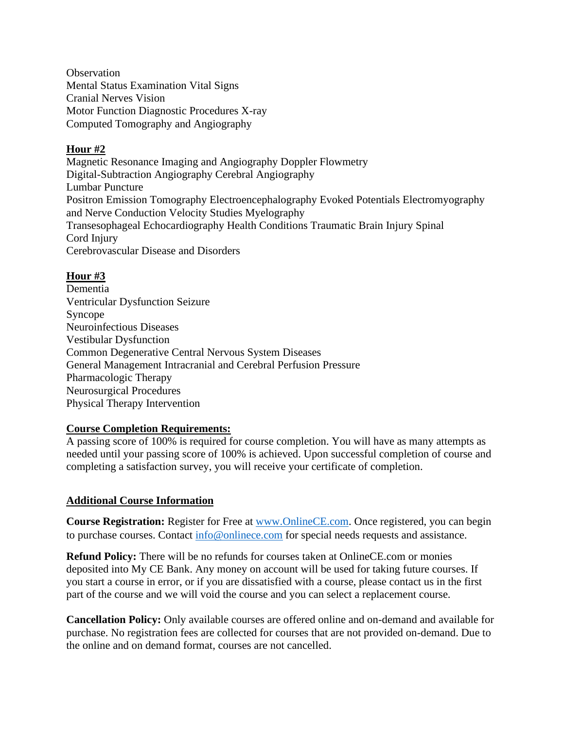Observation
Mental Status Examination Vital Signs
Cranial Nerves Vision
Motor Function Diagnostic Procedures X-ray
Computed Tomography and Angiography

**Hour #2**

Magnetic Resonance Imaging and Angiography Doppler Flowmetry
Digital-Subtraction Angiography Cerebral Angiography
Lumbar Puncture
Positron Emission Tomography Electroencephalography Evoked Potentials Electromyography and Nerve Conduction Velocity Studies Myelography
Transesophageal Echocardiography Health Conditions Traumatic Brain Injury Spinal Cord Injury
Cerebrovascular Disease and Disorders

**Hour #3**

Dementia
Ventricular Dysfunction Seizure
Syncope
Neuroinfectious Diseases
Vestibular Dysfunction
Common Degenerative Central Nervous System Diseases
General Management Intracranial and Cerebral Perfusion Pressure
Pharmacologic Therapy
Neurosurgical Procedures
Physical Therapy Intervention

**Course Completion Requirements:**

A passing score of 100% is required for course completion. You will have as many attempts as needed until your passing score of 100% is achieved. Upon successful completion of course and completing a satisfaction survey, you will receive your certificate of completion.

**Additional Course Information**

**Course Registration:** Register for Free at www.OnlineCE.com. Once registered, you can begin to purchase courses. Contact info@onlinece.com for special needs requests and assistance.

**Refund Policy:** There will be no refunds for courses taken at OnlineCE.com or monies deposited into My CE Bank. Any money on account will be used for taking future courses. If you start a course in error, or if you are dissatisfied with a course, please contact us in the first part of the course and we will void the course and you can select a replacement course.

**Cancellation Policy:** Only available courses are offered online and on-demand and available for purchase. No registration fees are collected for courses that are not provided on-demand. Due to the online and on demand format, courses are not cancelled.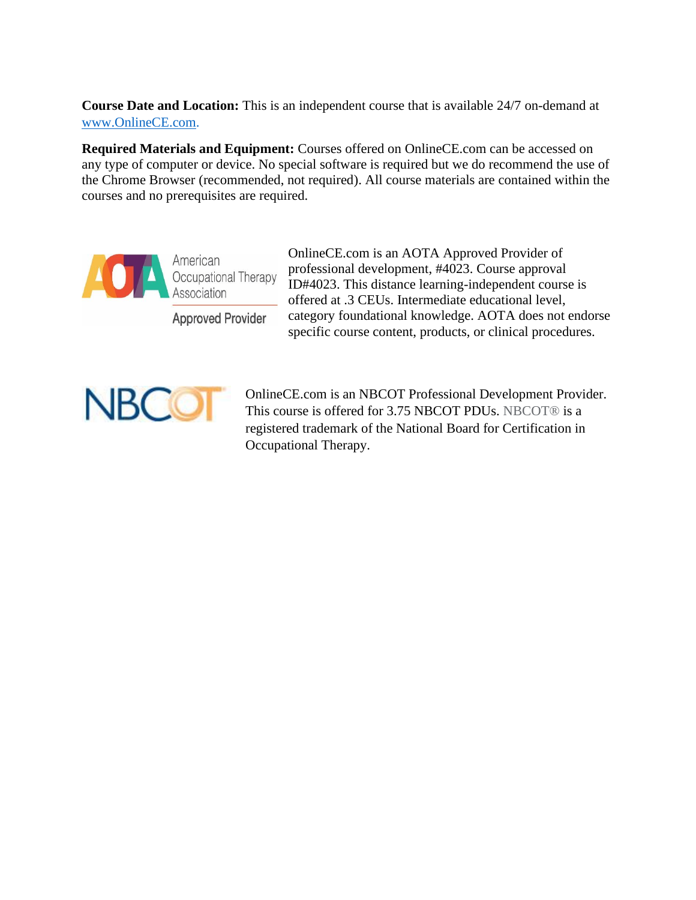**Course Date and Location:** This is an independent course that is available 24/7 on-demand at [www.OnlineCE.com](http://www.OnlineCE.com).

**Required Materials and Equipment:** Courses offered on OnlineCE.com can be accessed on any type of computer or device. No special software is required but we do recommend the use of the Chrome Browser (recommended, not required). All course materials are contained within the courses and no prerequisites are required.

American Occupational Therapy Association Approved Provider

OnlineCE.com is an AOTA Approved Provider of professional development, #4023. Course approval ID#4023. This distance learning-independent course is offered at .3 CEUs. Intermediate educational level, category foundational knowledge. AOTA does not endorse specific course content, products, or clinical procedures.

NBCOT

OnlineCE.com is an NBCOT Professional Development Provider. This course is offered for 3.75 NBCOT PDUs. NBCOT® is a registered trademark of the National Board for Certification in Occupational Therapy.